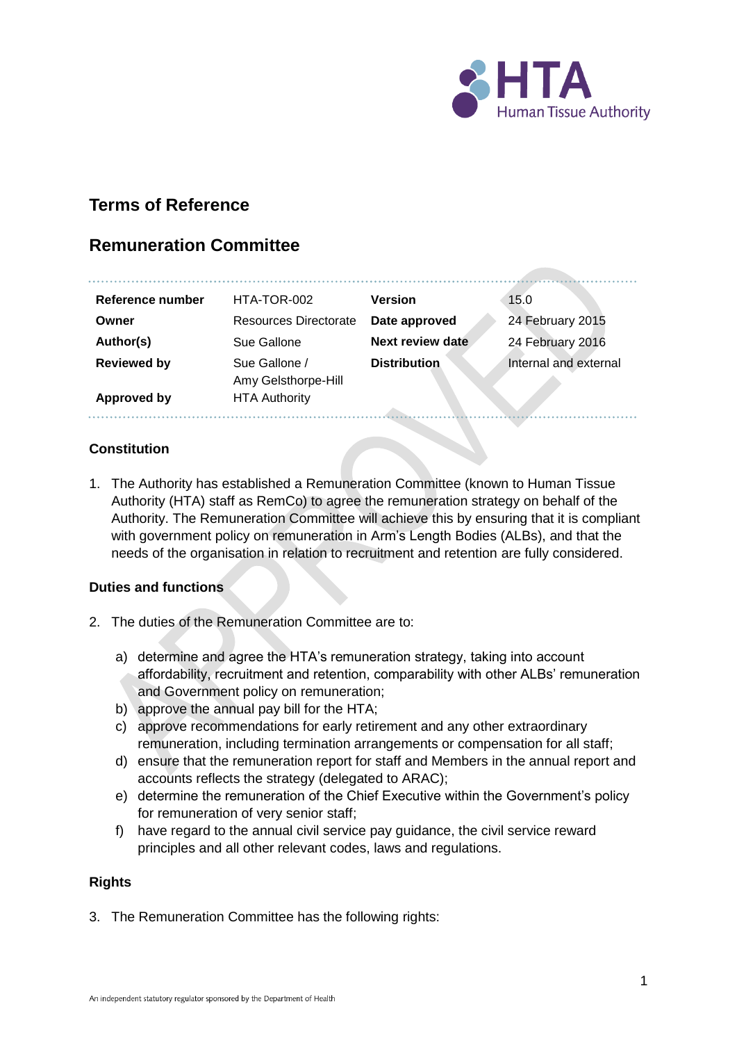# Terms of Reference

## Remuneration Committee

| | | | |
|---|---|---|---|
| **Reference number** | HTA-TOR-002 | **Version** | 15.0 |
| **Owner** | Resources Directorate | **Date approved** | 24 February 2015 |
| **Author(s)** | Sue Gallone | **Next review date** | 24 February 2016 |
| **Reviewed by** | Sue Gallone / Amy Gelsthorpe-Hill | **Distribution** | Internal and external |
| **Approved by** | HTA Authority | | |

### Constitution

1. The Authority has established a Remuneration Committee (known to Human Tissue Authority (HTA) staff as RemCo) to agree the remuneration strategy on behalf of the Authority. The Remuneration Committee will achieve this by ensuring that it is compliant with government policy on remuneration in Arm's Length Bodies (ALBs), and that the needs of the organisation in relation to recruitment and retention are fully considered.

### Duties and functions

2. The duties of the Remuneration Committee are to:

    a) determine and agree the HTA's remuneration strategy, taking into account affordability, recruitment and retention, comparability with other ALBs' remuneration and Government policy on remuneration;
    b) approve the annual pay bill for the HTA;
    c) approve recommendations for early retirement and any other extraordinary remuneration, including termination arrangements or compensation for all staff;
    d) ensure that the remuneration report for staff and Members in the annual report and accounts reflects the strategy (delegated to ARAC);
    e) determine the remuneration of the Chief Executive within the Government's policy for remuneration of very senior staff;
    f) have regard to the annual civil service pay guidance, the civil service reward principles and all other relevant codes, laws and regulations.

### Rights

3. The Remuneration Committee has the following rights: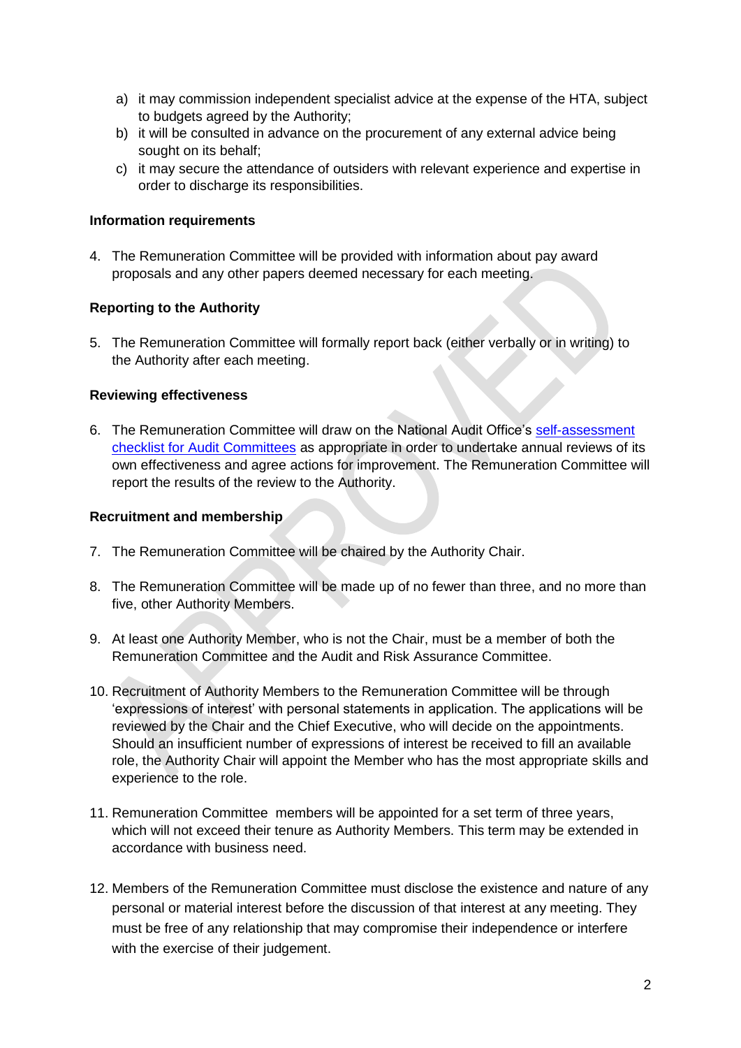a) it may commission independent specialist advice at the expense of the HTA, subject to budgets agreed by the Authority;
b) it will be consulted in advance on the procurement of any external advice being sought on its behalf;
c) it may secure the attendance of outsiders with relevant experience and expertise in order to discharge its responsibilities.

**Information requirements**

4. The Remuneration Committee will be provided with information about pay award proposals and any other papers deemed necessary for each meeting.

**Reporting to the Authority**

5. The Remuneration Committee will formally report back (either verbally or in writing) to the Authority after each meeting.

**Reviewing effectiveness**

6. The Remuneration Committee will draw on the National Audit Office's self-assessment checklist for Audit Committees as appropriate in order to undertake annual reviews of its own effectiveness and agree actions for improvement. The Remuneration Committee will report the results of the review to the Authority.

**Recruitment and membership**

7. The Remuneration Committee will be chaired by the Authority Chair.

8. The Remuneration Committee will be made up of no fewer than three, and no more than five, other Authority Members.

9. At least one Authority Member, who is not the Chair, must be a member of both the Remuneration Committee and the Audit and Risk Assurance Committee.

10. Recruitment of Authority Members to the Remuneration Committee will be through 'expressions of interest' with personal statements in application. The applications will be reviewed by the Chair and the Chief Executive, who will decide on the appointments. Should an insufficient number of expressions of interest be received to fill an available role, the Authority Chair will appoint the Member who has the most appropriate skills and experience to the role.

11. Remuneration Committee members will be appointed for a set term of three years, which will not exceed their tenure as Authority Members. This term may be extended in accordance with business need.

12. Members of the Remuneration Committee must disclose the existence and nature of any personal or material interest before the discussion of that interest at any meeting. They must be free of any relationship that may compromise their independence or interfere with the exercise of their judgement.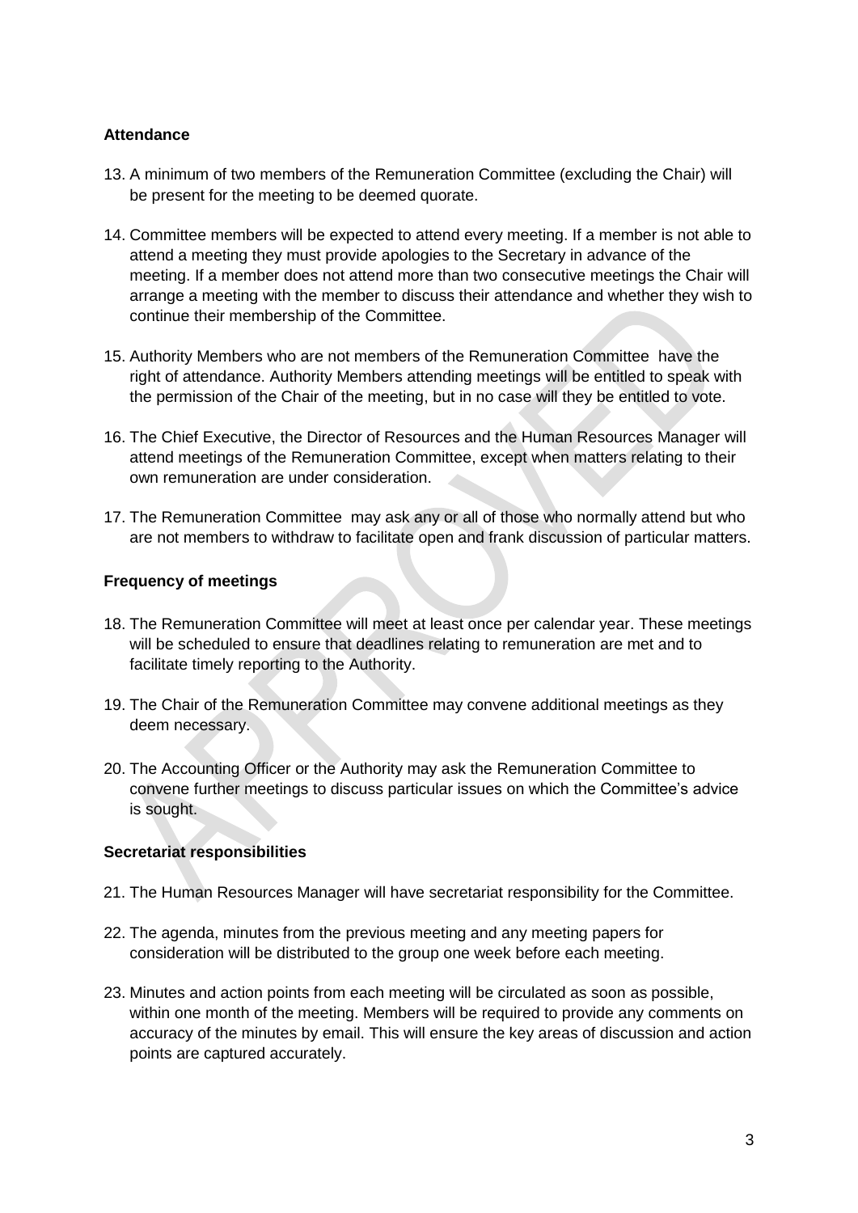**Attendance**

13. A minimum of two members of the Remuneration Committee (excluding the Chair) will be present for the meeting to be deemed quorate.

14. Committee members will be expected to attend every meeting. If a member is not able to attend a meeting they must provide apologies to the Secretary in advance of the meeting. If a member does not attend more than two consecutive meetings the Chair will arrange a meeting with the member to discuss their attendance and whether they wish to continue their membership of the Committee.

15. Authority Members who are not members of the Remuneration Committee have the right of attendance. Authority Members attending meetings will be entitled to speak with the permission of the Chair of the meeting, but in no case will they be entitled to vote.

16. The Chief Executive, the Director of Resources and the Human Resources Manager will attend meetings of the Remuneration Committee, except when matters relating to their own remuneration are under consideration.

17. The Remuneration Committee may ask any or all of those who normally attend but who are not members to withdraw to facilitate open and frank discussion of particular matters.

**Frequency of meetings**

18. The Remuneration Committee will meet at least once per calendar year. These meetings will be scheduled to ensure that deadlines relating to remuneration are met and to facilitate timely reporting to the Authority.

19. The Chair of the Remuneration Committee may convene additional meetings as they deem necessary.

20. The Accounting Officer or the Authority may ask the Remuneration Committee to convene further meetings to discuss particular issues on which the Committee's advice is sought.

**Secretariat responsibilities**

21. The Human Resources Manager will have secretariat responsibility for the Committee.

22. The agenda, minutes from the previous meeting and any meeting papers for consideration will be distributed to the group one week before each meeting.

23. Minutes and action points from each meeting will be circulated as soon as possible, within one month of the meeting. Members will be required to provide any comments on accuracy of the minutes by email. This will ensure the key areas of discussion and action points are captured accurately.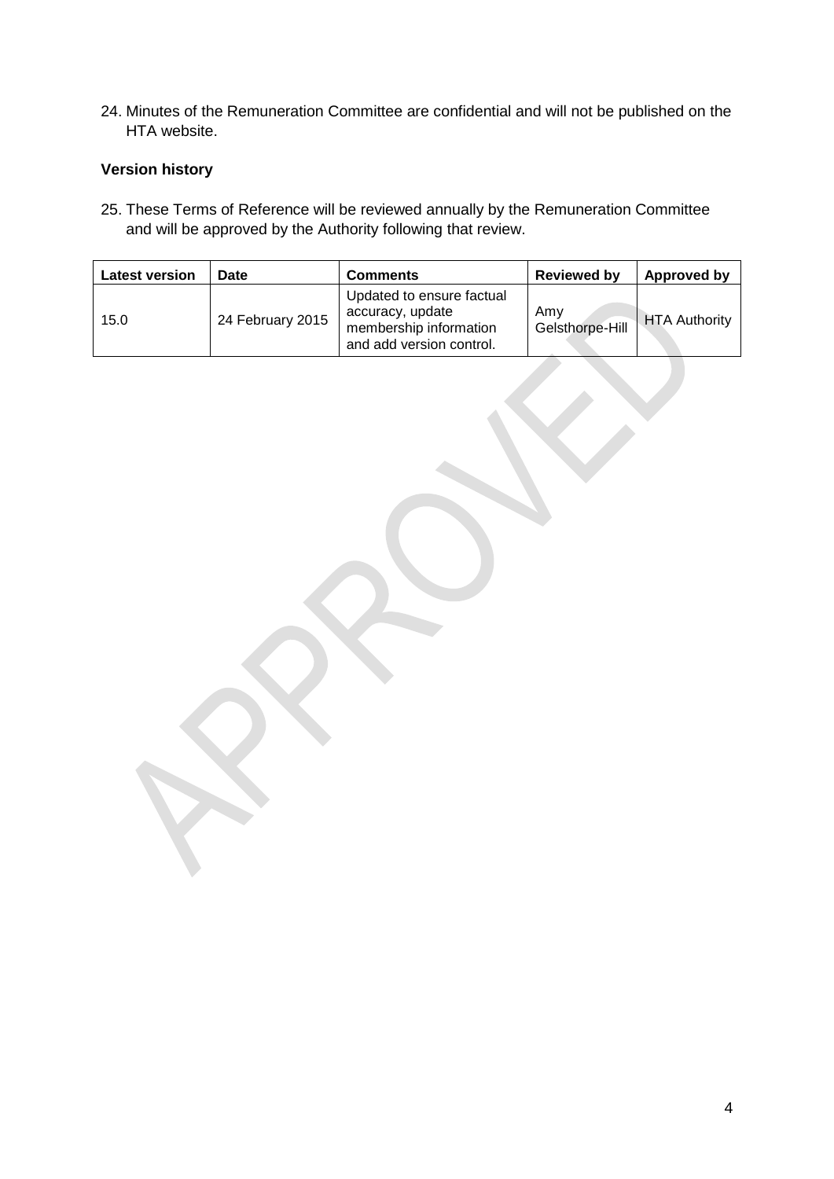24. Minutes of the Remuneration Committee are confidential and will not be published on the HTA website.

**Version history**

25. These Terms of Reference will be reviewed annually by the Remuneration Committee and will be approved by the Authority following that review.

| Latest version | Date | Comments | Reviewed by | Approved by |
|---|---|---|---|---|
| 15.0 | 24 February 2015 | Updated to ensure factual accuracy, update membership information and add version control. | Amy Gelsthorpe-Hill | HTA Authority |